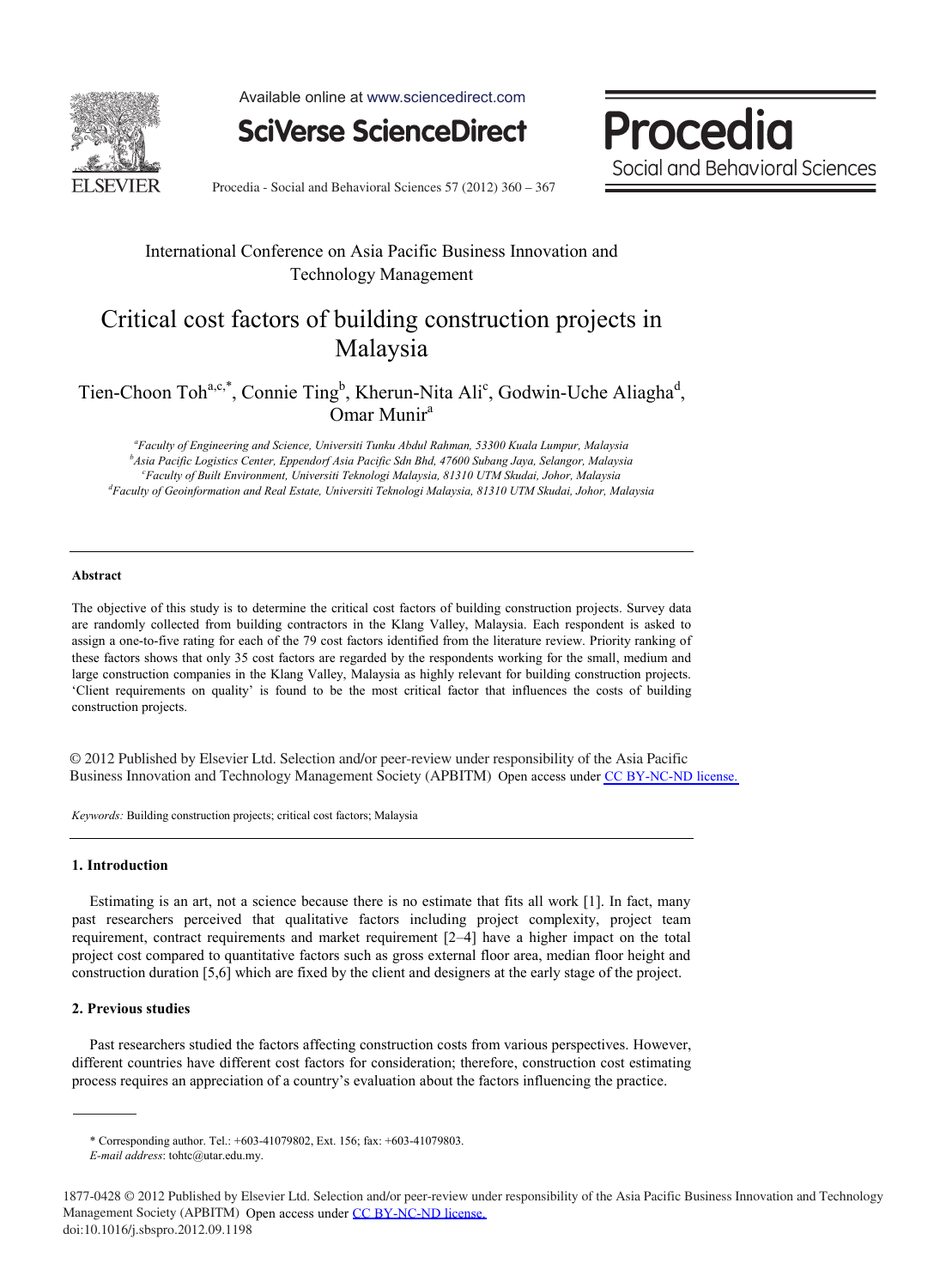International Conference on Asia Pacific Business Innovation and Technology Management

# Critical cost factors of building construction projects in Malaysia

Tien-Choon Toh[a,c,*], Connie Ting[b], Kherun-Nita Ali[c], Godwin-Uche Aliagha[d], Omar Munir[a]

[a]*Faculty of Engineering and Science, Universiti Tunku Abdul Rahman, 53300 Kuala Lumpur, Malaysia*
[b]*Asia Pacific Logistics Center, Eppendorf Asia Pacific Sdn Bhd, 47600 Subang Jaya, Selangor, Malaysia*
[c]*Faculty of Built Environment, Universiti Teknologi Malaysia, 81310 UTM Skudai, Johor, Malaysia*
[d]*Faculty of Geoinformation and Real Estate, Universiti Teknologi Malaysia, 81310 UTM Skudai, Johor, Malaysia*

---

**Abstract**

The objective of this study is to determine the critical cost factors of building construction projects. Survey data are randomly collected from building contractors in the Klang Valley, Malaysia. Each respondent is asked to assign a one-to-five rating for each of the 79 cost factors identified from the literature review. Priority ranking of these factors shows that only 35 cost factors are regarded by the respondents working for the small, medium and large construction companies in the Klang Valley, Malaysia as highly relevant for building construction projects. 'Client requirements on quality' is found to be the most critical factor that influences the costs of building construction projects.

© 2012 Published by Elsevier Ltd. Selection and/or peer-review under responsibility of the Asia Pacific Business Innovation and Technology Management Society (APBITM) Open access under CC BY-NC-ND license.

*Keywords:* Building construction projects; critical cost factors; Malaysia

---

## 1. Introduction

Estimating is an art, not a science because there is no estimate that fits all work [1]. In fact, many past researchers perceived that qualitative factors including project complexity, project team requirement, contract requirements and market requirement [2–4] have a higher impact on the total project cost compared to quantitative factors such as gross external floor area, median floor height and construction duration [5,6] which are fixed by the client and designers at the early stage of the project.

## 2. Previous studies

Past researchers studied the factors affecting construction costs from various perspectives. However, different countries have different cost factors for consideration; therefore, construction cost estimating process requires an appreciation of a country's evaluation about the factors influencing the practice.

---

\* Corresponding author. Tel.: +603-41079802, Ext. 156; fax: +603-41079803.
*E-mail address*: tohtc@utar.edu.my.

1877-0428 © 2012 Published by Elsevier Ltd. Selection and/or peer-review under responsibility of the Asia Pacific Business Innovation and Technology Management Society (APBITM) Open access under CC BY-NC-ND license.
doi:10.1016/j.sbspro.2012.09.1198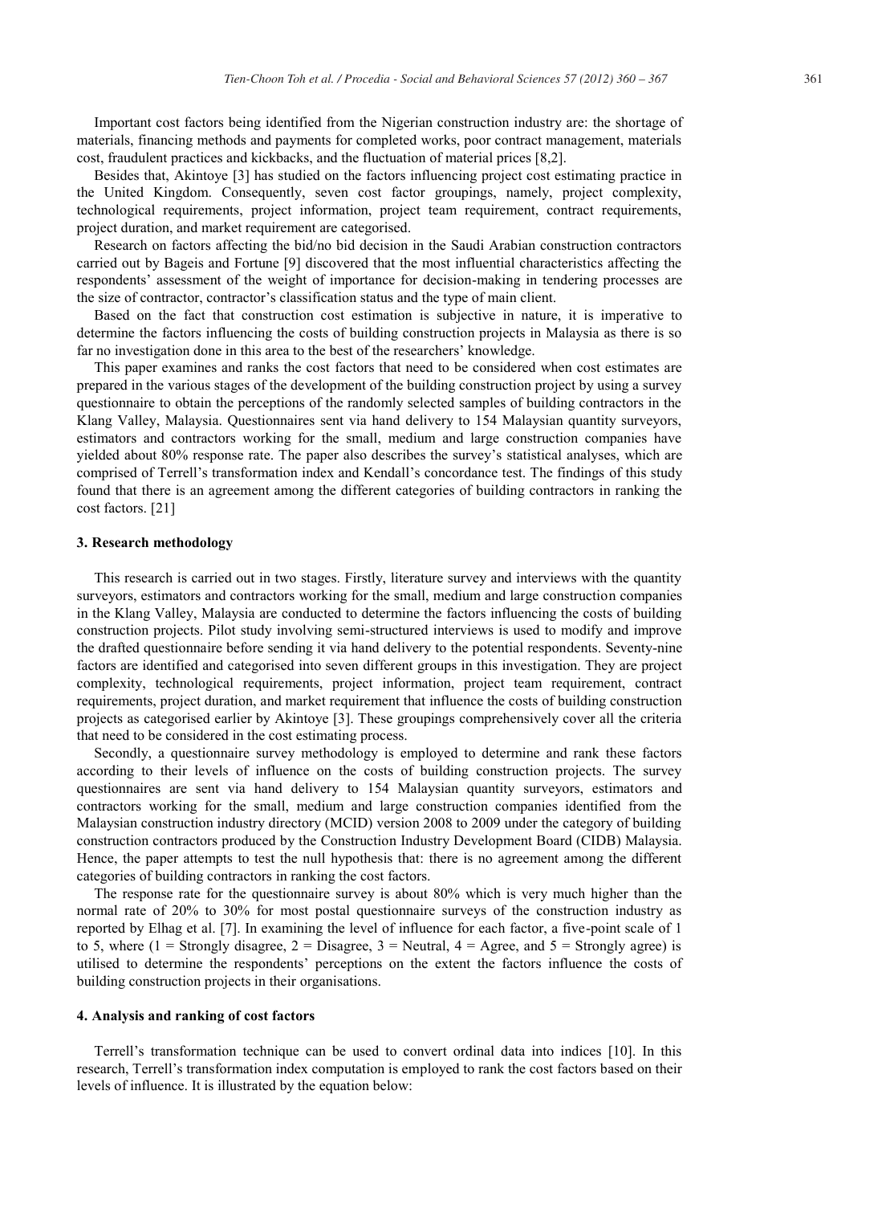Important cost factors being identified from the Nigerian construction industry are: the shortage of materials, financing methods and payments for completed works, poor contract management, materials cost, fraudulent practices and kickbacks, and the fluctuation of material prices [8,2].

Besides that, Akintoye [3] has studied on the factors influencing project cost estimating practice in the United Kingdom. Consequently, seven cost factor groupings, namely, project complexity, technological requirements, project information, project team requirement, contract requirements, project duration, and market requirement are categorised.

Research on factors affecting the bid/no bid decision in the Saudi Arabian construction contractors carried out by Bageis and Fortune [9] discovered that the most influential characteristics affecting the respondents' assessment of the weight of importance for decision-making in tendering processes are the size of contractor, contractor's classification status and the type of main client.

Based on the fact that construction cost estimation is subjective in nature, it is imperative to determine the factors influencing the costs of building construction projects in Malaysia as there is so far no investigation done in this area to the best of the researchers' knowledge.

This paper examines and ranks the cost factors that need to be considered when cost estimates are prepared in the various stages of the development of the building construction project by using a survey questionnaire to obtain the perceptions of the randomly selected samples of building contractors in the Klang Valley, Malaysia. Questionnaires sent via hand delivery to 154 Malaysian quantity surveyors, estimators and contractors working for the small, medium and large construction companies have yielded about 80% response rate. The paper also describes the survey's statistical analyses, which are comprised of Terrell's transformation index and Kendall's concordance test. The findings of this study found that there is an agreement among the different categories of building contractors in ranking the cost factors. [21]

## 3. Research methodology

This research is carried out in two stages. Firstly, literature survey and interviews with the quantity surveyors, estimators and contractors working for the small, medium and large construction companies in the Klang Valley, Malaysia are conducted to determine the factors influencing the costs of building construction projects. Pilot study involving semi-structured interviews is used to modify and improve the drafted questionnaire before sending it via hand delivery to the potential respondents. Seventy-nine factors are identified and categorised into seven different groups in this investigation. They are project complexity, technological requirements, project information, project team requirement, contract requirements, project duration, and market requirement that influence the costs of building construction projects as categorised earlier by Akintoye [3]. These groupings comprehensively cover all the criteria that need to be considered in the cost estimating process.

Secondly, a questionnaire survey methodology is employed to determine and rank these factors according to their levels of influence on the costs of building construction projects. The survey questionnaires are sent via hand delivery to 154 Malaysian quantity surveyors, estimators and contractors working for the small, medium and large construction companies identified from the Malaysian construction industry directory (MCID) version 2008 to 2009 under the category of building construction contractors produced by the Construction Industry Development Board (CIDB) Malaysia. Hence, the paper attempts to test the null hypothesis that: there is no agreement among the different categories of building contractors in ranking the cost factors.

The response rate for the questionnaire survey is about 80% which is very much higher than the normal rate of 20% to 30% for most postal questionnaire surveys of the construction industry as reported by Elhag et al. [7]. In examining the level of influence for each factor, a five-point scale of 1 to 5, where (1 = Strongly disagree, 2 = Disagree, 3 = Neutral, 4 = Agree, and 5 = Strongly agree) is utilised to determine the respondents' perceptions on the extent the factors influence the costs of building construction projects in their organisations.

## 4. Analysis and ranking of cost factors

Terrell's transformation technique can be used to convert ordinal data into indices [10]. In this research, Terrell's transformation index computation is employed to rank the cost factors based on their levels of influence. It is illustrated by the equation below: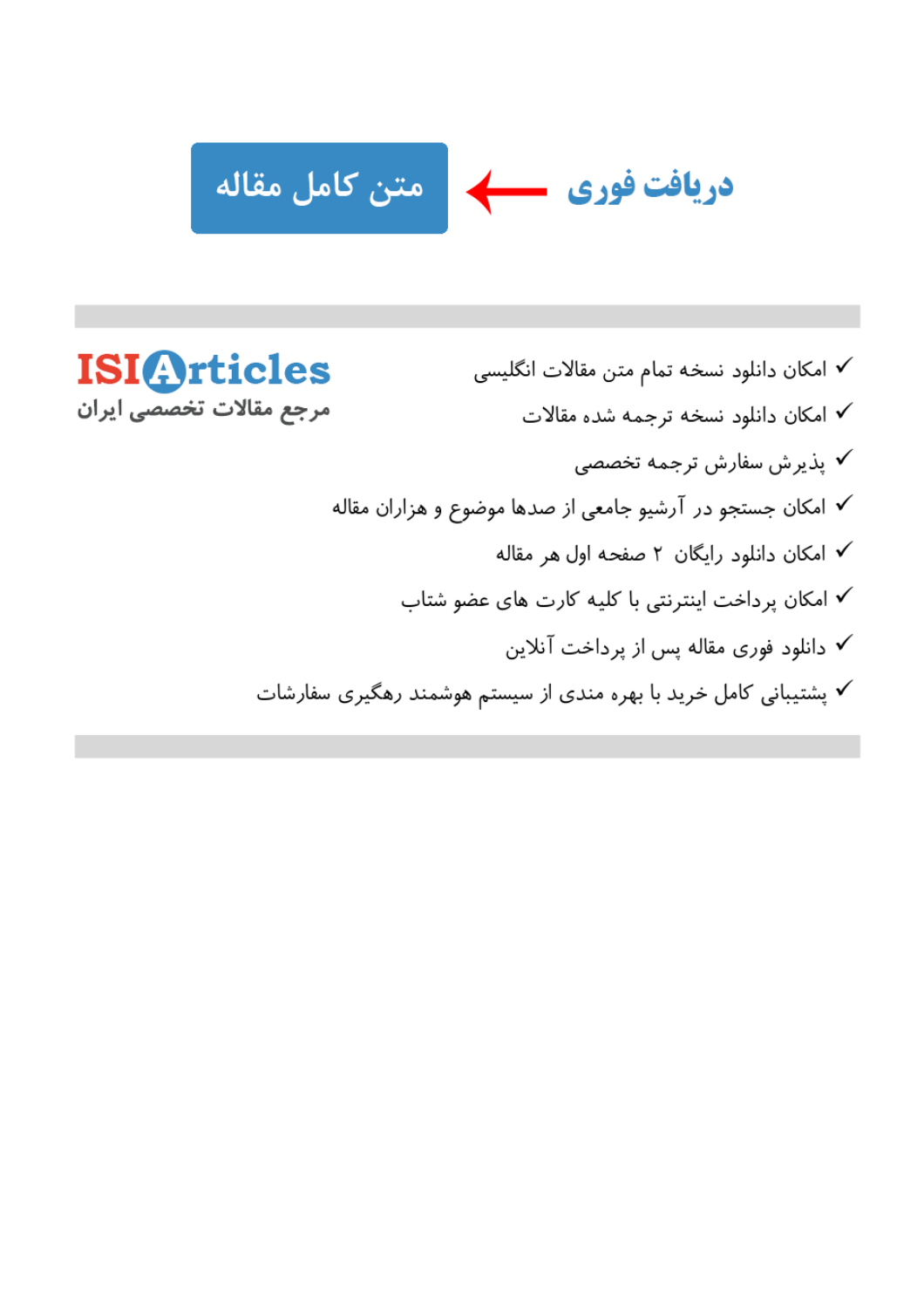دریافت فوری ← متن کامل مقاله

**ISIArticles**
مرجع مقالات تخصصی ایران

- ✓ امکان دانلود نسخه تمام متن مقالات انگلیسی
- ✓ امکان دانلود نسخه ترجمه شده مقالات
- ✓ پذیرش سفارش ترجمه تخصصی
- ✓ امکان جستجو در آرشیو جامعی از صدها موضوع و هزاران مقاله
- ✓ امکان دانلود رایگان ۲ صفحه اول هر مقاله
- ✓ امکان پرداخت اینترنتی با کلیه کارت های عضو شتاب
- ✓ دانلود فوری مقاله پس از پرداخت آنلاین
- ✓ پشتیبانی کامل خرید با بهره مندی از سیستم هوشمند رهگیری سفارشات